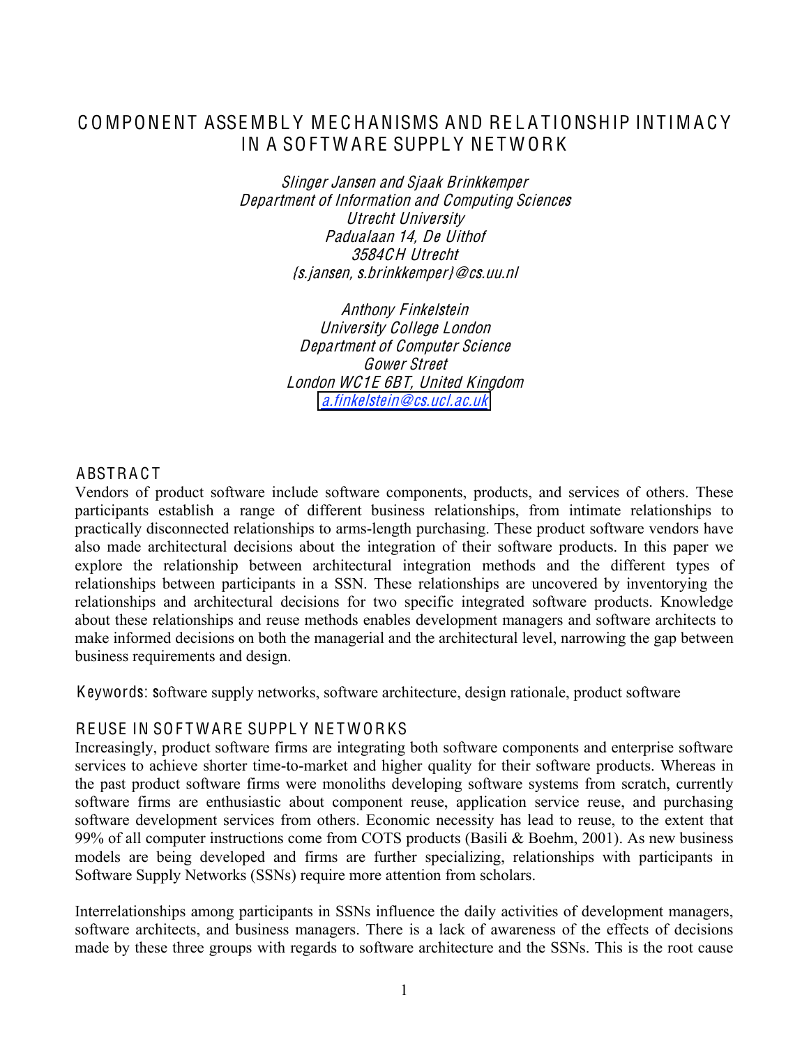# COMPONENT ASSEMBLY MECHANISMS AND RELATIONSHIP INTIMACY IN A SOFTWARE SUPPLY NETWORK

*Slinger Jansen and Sjaak Brinkkemper*
*Department of Information and Computing Sciences*
*Utrecht University*
*Padualaan 14, De Uithof*
*3584CH Utrecht*
*{s.jansen, s.brinkkemper}@cs.uu.nl*

*Anthony Finkelstein*
*University College London*
*Department of Computer Science*
*Gower Street*
*London WC1E 6BT, United Kingdom*
*a.finkelstein@cs.ucl.ac.uk*

## ABSTRACT

Vendors of product software include software components, products, and services of others. These participants establish a range of different business relationships, from intimate relationships to practically disconnected relationships to arms-length purchasing. These product software vendors have also made architectural decisions about the integration of their software products. In this paper we explore the relationship between architectural integration methods and the different types of relationships between participants in a SSN. These relationships are uncovered by inventorying the relationships and architectural decisions for two specific integrated software products. Knowledge about these relationships and reuse methods enables development managers and software architects to make informed decisions on both the managerial and the architectural level, narrowing the gap between business requirements and design.

**Keywords:** software supply networks, software architecture, design rationale, product software

## REUSE IN SOFTWARE SUPPLY NETWORKS

Increasingly, product software firms are integrating both software components and enterprise software services to achieve shorter time-to-market and higher quality for their software products. Whereas in the past product software firms were monoliths developing software systems from scratch, currently software firms are enthusiastic about component reuse, application service reuse, and purchasing software development services from others. Economic necessity has lead to reuse, to the extent that 99% of all computer instructions come from COTS products (Basili & Boehm, 2001). As new business models are being developed and firms are further specializing, relationships with participants in Software Supply Networks (SSNs) require more attention from scholars.

Interrelationships among participants in SSNs influence the daily activities of development managers, software architects, and business managers. There is a lack of awareness of the effects of decisions made by these three groups with regards to software architecture and the SSNs. This is the root cause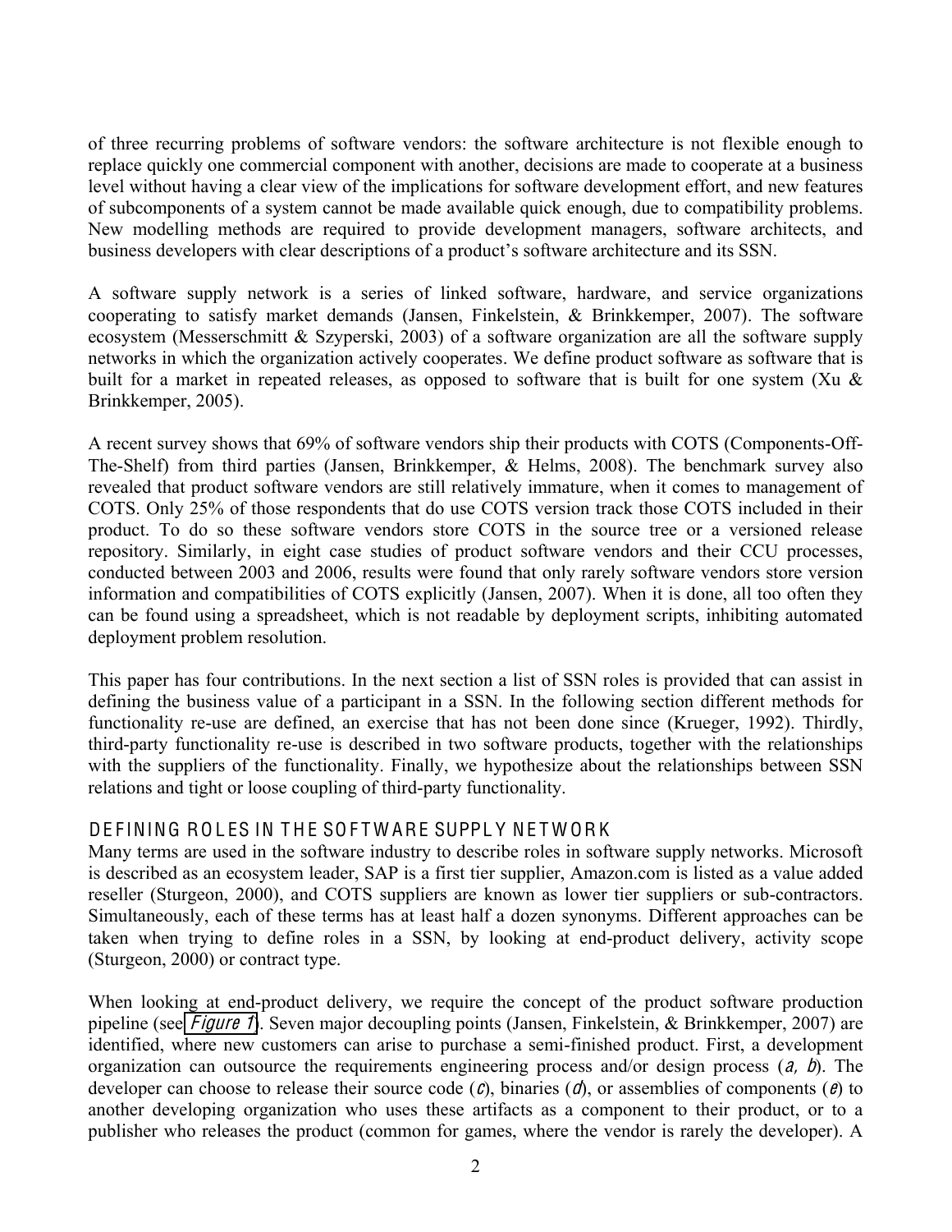of three recurring problems of software vendors: the software architecture is not flexible enough to replace quickly one commercial component with another, decisions are made to cooperate at a business level without having a clear view of the implications for software development effort, and new features of subcomponents of a system cannot be made available quick enough, due to compatibility problems. New modelling methods are required to provide development managers, software architects, and business developers with clear descriptions of a product's software architecture and its SSN.

A software supply network is a series of linked software, hardware, and service organizations cooperating to satisfy market demands (Jansen, Finkelstein, & Brinkkemper, 2007). The software ecosystem (Messerschmitt & Szyperski, 2003) of a software organization are all the software supply networks in which the organization actively cooperates. We define product software as software that is built for a market in repeated releases, as opposed to software that is built for one system (Xu & Brinkkemper, 2005).

A recent survey shows that 69% of software vendors ship their products with COTS (Components-Off-The-Shelf) from third parties (Jansen, Brinkkemper, & Helms, 2008). The benchmark survey also revealed that product software vendors are still relatively immature, when it comes to management of COTS. Only 25% of those respondents that do use COTS version track those COTS included in their product. To do so these software vendors store COTS in the source tree or a versioned release repository. Similarly, in eight case studies of product software vendors and their CCU processes, conducted between 2003 and 2006, results were found that only rarely software vendors store version information and compatibilities of COTS explicitly (Jansen, 2007). When it is done, all too often they can be found using a spreadsheet, which is not readable by deployment scripts, inhibiting automated deployment problem resolution.

This paper has four contributions. In the next section a list of SSN roles is provided that can assist in defining the business value of a participant in a SSN. In the following section different methods for functionality re-use are defined, an exercise that has not been done since (Krueger, 1992). Thirdly, third-party functionality re-use is described in two software products, together with the relationships with the suppliers of the functionality. Finally, we hypothesize about the relationships between SSN relations and tight or loose coupling of third-party functionality.

## DEFINING ROLES IN THE SOFTWARE SUPPLY NETWORK

Many terms are used in the software industry to describe roles in software supply networks. Microsoft is described as an ecosystem leader, SAP is a first tier supplier, Amazon.com is listed as a value added reseller (Sturgeon, 2000), and COTS suppliers are known as lower tier suppliers or sub-contractors. Simultaneously, each of these terms has at least half a dozen synonyms. Different approaches can be taken when trying to define roles in a SSN, by looking at end-product delivery, activity scope (Sturgeon, 2000) or contract type.

When looking at end-product delivery, we require the concept of the product software production pipeline (see *Figure 1*). Seven major decoupling points (Jansen, Finkelstein, & Brinkkemper, 2007) are identified, where new customers can arise to purchase a semi-finished product. First, a development organization can outsource the requirements engineering process and/or design process (*a, b*). The developer can choose to release their source code (*c*), binaries (*d*), or assemblies of components (*e*) to another developing organization who uses these artifacts as a component to their product, or to a publisher who releases the product (common for games, where the vendor is rarely the developer). A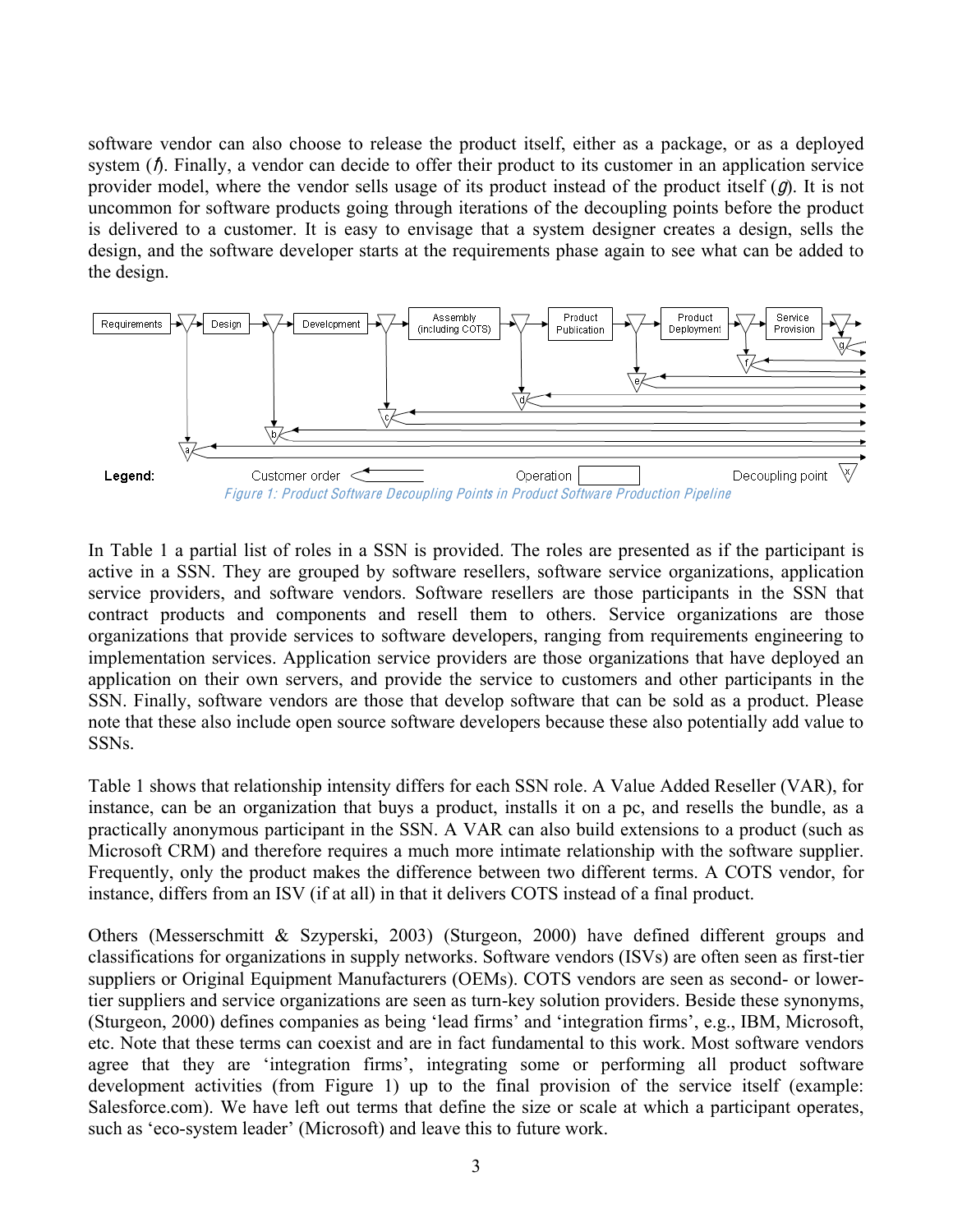software vendor can also choose to release the product itself, either as a package, or as a deployed system (*f*). Finally, a vendor can decide to offer their product to its customer in an application service provider model, where the vendor sells usage of its product instead of the product itself (*g*). It is not uncommon for software products going through iterations of the decoupling points before the product is delivered to a customer. It is easy to envisage that a system designer creates a design, sells the design, and the software developer starts at the requirements phase again to see what can be added to the design.

*Figure 1: Product Software Decoupling Points in Product Software Production Pipeline*

In Table 1 a partial list of roles in a SSN is provided. The roles are presented as if the participant is active in a SSN. They are grouped by software resellers, software service organizations, application service providers, and software vendors. Software resellers are those participants in the SSN that contract products and components and resell them to others. Service organizations are those organizations that provide services to software developers, ranging from requirements engineering to implementation services. Application service providers are those organizations that have deployed an application on their own servers, and provide the service to customers and other participants in the SSN. Finally, software vendors are those that develop software that can be sold as a product. Please note that these also include open source software developers because these also potentially add value to SSNs.

Table 1 shows that relationship intensity differs for each SSN role. A Value Added Reseller (VAR), for instance, can be an organization that buys a product, installs it on a pc, and resells the bundle, as a practically anonymous participant in the SSN. A VAR can also build extensions to a product (such as Microsoft CRM) and therefore requires a much more intimate relationship with the software supplier. Frequently, only the product makes the difference between two different terms. A COTS vendor, for instance, differs from an ISV (if at all) in that it delivers COTS instead of a final product.

Others (Messerschmitt & Szyperski, 2003) (Sturgeon, 2000) have defined different groups and classifications for organizations in supply networks. Software vendors (ISVs) are often seen as first-tier suppliers or Original Equipment Manufacturers (OEMs). COTS vendors are seen as second- or lower-tier suppliers and service organizations are seen as turn-key solution providers. Beside these synonyms, (Sturgeon, 2000) defines companies as being 'lead firms' and 'integration firms', e.g., IBM, Microsoft, etc. Note that these terms can coexist and are in fact fundamental to this work. Most software vendors agree that they are 'integration firms', integrating some or performing all product software development activities (from Figure 1) up to the final provision of the service itself (example: Salesforce.com). We have left out terms that define the size or scale at which a participant operates, such as 'eco-system leader' (Microsoft) and leave this to future work.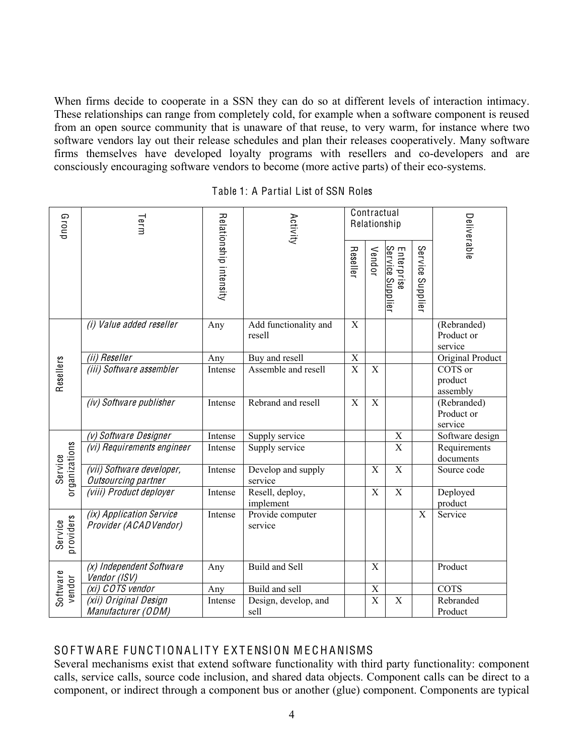When firms decide to cooperate in a SSN they can do so at different levels of interaction intimacy. These relationships can range from completely cold, for example when a software component is reused from an open source community that is unaware of that reuse, to very warm, for instance where two software vendors lay out their release schedules and plan their releases cooperatively. Many software firms themselves have developed loyalty programs with resellers and co-developers and are consciously encouraging software vendors to become (more active parts) of their eco-systems.

Table 1: A Partial List of SSN Roles

| Group | Term | Relationship intensity | Activity | Contractual Relationship | | | | Deliverable |
|---|---|---|---|---|---|---|---|---|
| | | | | Reseller | Vendor | Enterprise Service Supplier | Service Supplier | |
| Resellers | *(i) Value added reseller* | Any | Add functionality and resell | X | | | | (Rebranded) Product or service |
| | *(ii) Reseller* | Any | Buy and resell | X | | | | Original Product |
| | *(iii) Software assembler* | Intense | Assemble and resell | X | X | | | COTS or product assembly |
| | *(iv) Software publisher* | Intense | Rebrand and resell | X | X | | | (Rebranded) Product or service |
| Service organizations | *(v) Software Designer* | Intense | Supply service | | | X | | Software design |
| | *(vi) Requirements engineer* | Intense | Supply service | | | X | | Requirements documents |
| | *(vii) Software developer, Outsourcing partner* | Intense | Develop and supply service | | X | X | | Source code |
| | *(viii) Product deployer* | Intense | Resell, deploy, implement | | X | X | | Deployed product |
| Service providers | *(ix) Application Service Provider (ACADVendor)* | Intense | Provide computer service | | | | X | Service |
| Software vendor | *(x) Independent Software Vendor (ISV)* | Any | Build and Sell | | X | | | Product |
| | *(xi) COTS vendor* | Any | Build and sell | | X | | | COTS |
| | *(xii) Original Design Manufacturer (ODM)* | Intense | Design, develop, and sell | | X | X | | Rebranded Product |

## SOFTWARE FUNCTIONALITY EXTENSION MECHANISMS

Several mechanisms exist that extend software functionality with third party functionality: component calls, service calls, source code inclusion, and shared data objects. Component calls can be direct to a component, or indirect through a component bus or another (glue) component. Components are typical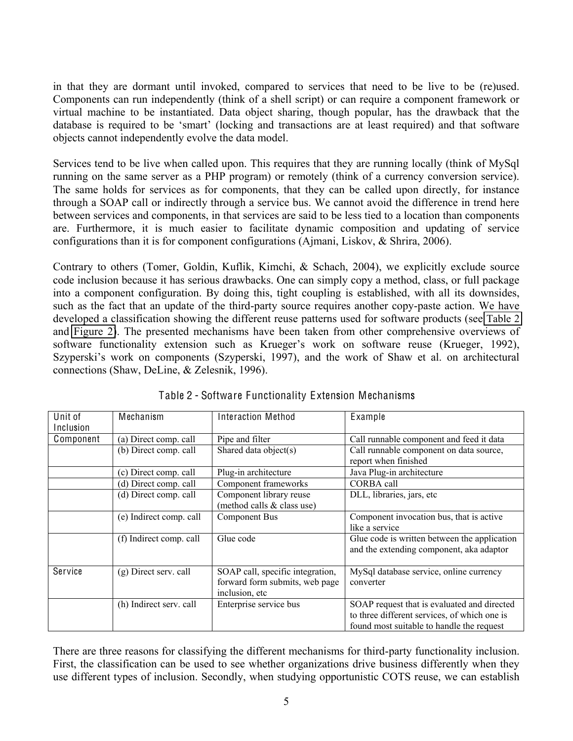in that they are dormant until invoked, compared to services that need to be live to be (re)used. Components can run independently (think of a shell script) or can require a component framework or virtual machine to be instantiated. Data object sharing, though popular, has the drawback that the database is required to be 'smart' (locking and transactions are at least required) and that software objects cannot independently evolve the data model.

Services tend to be live when called upon. This requires that they are running locally (think of MySql running on the same server as a PHP program) or remotely (think of a currency conversion service). The same holds for services as for components, that they can be called upon directly, for instance through a SOAP call or indirectly through a service bus. We cannot avoid the difference in trend here between services and components, in that services are said to be less tied to a location than components are. Furthermore, it is much easier to facilitate dynamic composition and updating of service configurations than it is for component configurations (Ajmani, Liskov, & Shrira, 2006).

Contrary to others (Tomer, Goldin, Kuflik, Kimchi, & Schach, 2004), we explicitly exclude source code inclusion because it has serious drawbacks. One can simply copy a method, class, or full package into a component configuration. By doing this, tight coupling is established, with all its downsides, such as the fact that an update of the third-party source requires another copy-paste action. We have developed a classification showing the different reuse patterns used for software products (see Table 2 and Figure 2). The presented mechanisms have been taken from other comprehensive overviews of software functionality extension such as Krueger's work on software reuse (Krueger, 1992), Szyperski's work on components (Szyperski, 1997), and the work of Shaw et al. on architectural connections (Shaw, DeLine, & Zelesnik, 1996).

Table 2 - Software Functionality Extension Mechanisms

| Unit of Inclusion | Mechanism | Interaction Method | Example |
|---|---|---|---|
| Component | (a) Direct comp. call | Pipe and filter | Call runnable component and feed it data |
| | (b) Direct comp. call | Shared data object(s) | Call runnable component on data source, report when finished |
| | (c) Direct comp. call | Plug-in architecture | Java Plug-in architecture |
| | (d) Direct comp. call | Component frameworks | CORBA call |
| | (d) Direct comp. call | Component library reuse (method calls & class use) | DLL, libraries, jars, etc |
| | (e) Indirect comp. call | Component Bus | Component invocation bus, that is active like a service |
| | (f) Indirect comp. call | Glue code | Glue code is written between the application and the extending component, aka adaptor |
| Service | (g) Direct serv. call | SOAP call, specific integration, forward form submits, web page inclusion, etc | MySql database service, online currency converter |
| | (h) Indirect serv. call | Enterprise service bus | SOAP request that is evaluated and directed to three different services, of which one is found most suitable to handle the request |

There are three reasons for classifying the different mechanisms for third-party functionality inclusion. First, the classification can be used to see whether organizations drive business differently when they use different types of inclusion. Secondly, when studying opportunistic COTS reuse, we can establish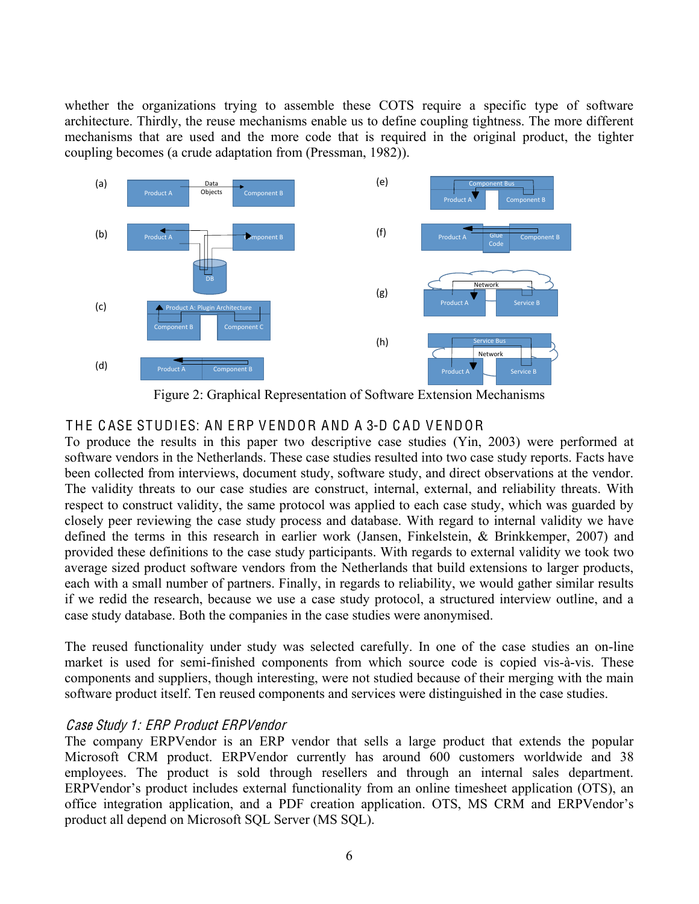whether the organizations trying to assemble these COTS require a specific type of software architecture. Thirdly, the reuse mechanisms enable us to define coupling tightness. The more different mechanisms that are used and the more code that is required in the original product, the tighter coupling becomes (a crude adaptation from (Pressman, 1982)).

Figure 2: Graphical Representation of Software Extension Mechanisms

## THE CASE STUDIES: AN ERP VENDOR AND A 3-D CAD VENDOR

To produce the results in this paper two descriptive case studies (Yin, 2003) were performed at software vendors in the Netherlands. These case studies resulted into two case study reports. Facts have been collected from interviews, document study, software study, and direct observations at the vendor. The validity threats to our case studies are construct, internal, external, and reliability threats. With respect to construct validity, the same protocol was applied to each case study, which was guarded by closely peer reviewing the case study process and database. With regard to internal validity we have defined the terms in this research in earlier work (Jansen, Finkelstein, & Brinkkemper, 2007) and provided these definitions to the case study participants. With regards to external validity we took two average sized product software vendors from the Netherlands that build extensions to larger products, each with a small number of partners. Finally, in regards to reliability, we would gather similar results if we redid the research, because we use a case study protocol, a structured interview outline, and a case study database. Both the companies in the case studies were anonymised.

The reused functionality under study was selected carefully. In one of the case studies an on-line market is used for semi-finished components from which source code is copied vis-à-vis. These components and suppliers, though interesting, were not studied because of their merging with the main software product itself. Ten reused components and services were distinguished in the case studies.

### *Case Study 1: ERP Product ERPVendor*

The company ERPVendor is an ERP vendor that sells a large product that extends the popular Microsoft CRM product. ERPVendor currently has around 600 customers worldwide and 38 employees. The product is sold through resellers and through an internal sales department. ERPVendor's product includes external functionality from an online timesheet application (OTS), an office integration application, and a PDF creation application. OTS, MS CRM and ERPVendor's product all depend on Microsoft SQL Server (MS SQL).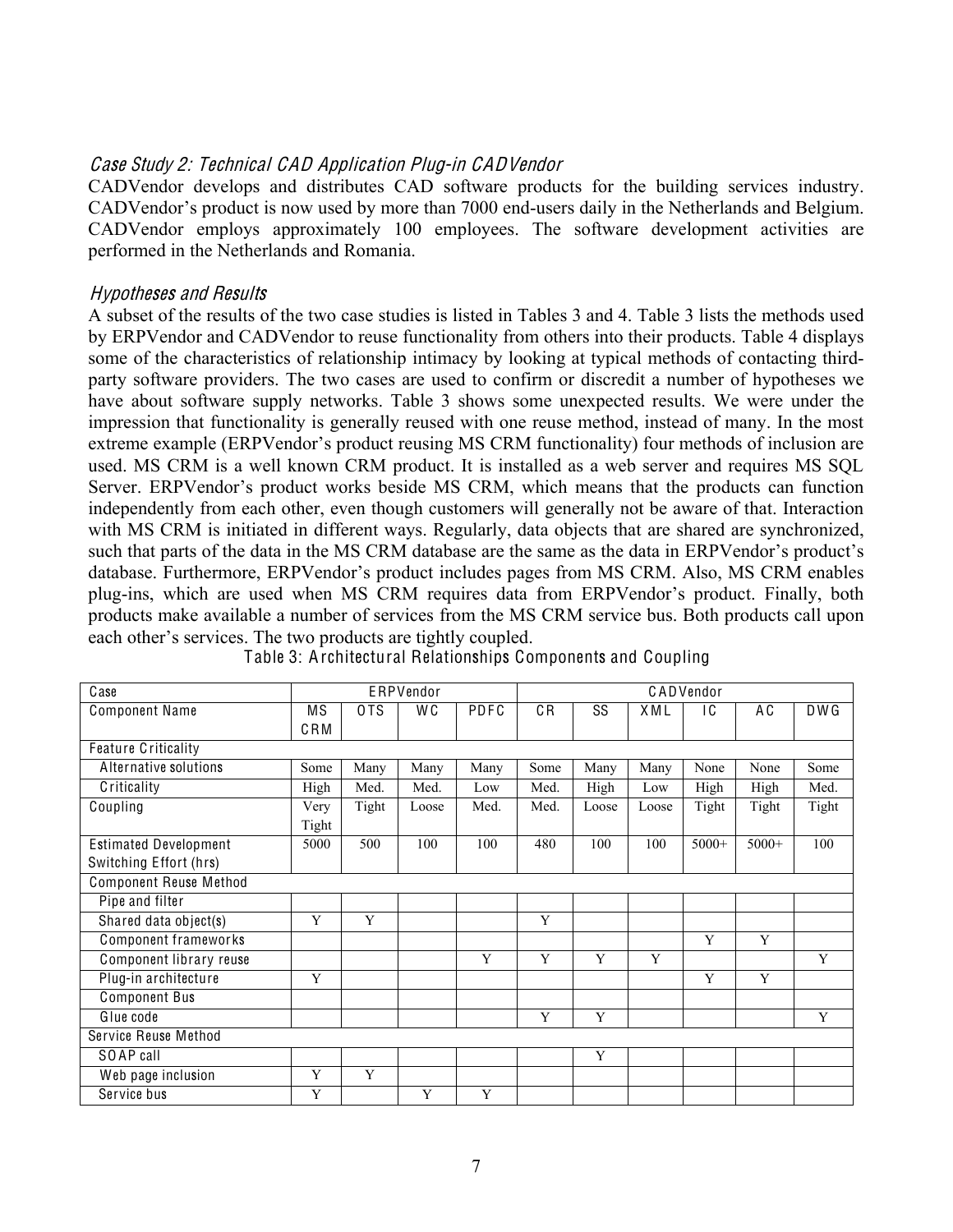### *Case Study 2: Technical CAD Application Plug-in CADVendor*

CADVendor develops and distributes CAD software products for the building services industry. CADVendor's product is now used by more than 7000 end-users daily in the Netherlands and Belgium. CADVendor employs approximately 100 employees. The software development activities are performed in the Netherlands and Romania.

### *Hypotheses and Results*

A subset of the results of the two case studies is listed in Tables 3 and 4. Table 3 lists the methods used by ERPVendor and CADVendor to reuse functionality from others into their products. Table 4 displays some of the characteristics of relationship intimacy by looking at typical methods of contacting third-party software providers. The two cases are used to confirm or discredit a number of hypotheses we have about software supply networks. Table 3 shows some unexpected results. We were under the impression that functionality is generally reused with one reuse method, instead of many. In the most extreme example (ERPVendor's product reusing MS CRM functionality) four methods of inclusion are used. MS CRM is a well known CRM product. It is installed as a web server and requires MS SQL Server. ERPVendor's product works beside MS CRM, which means that the products can function independently from each other, even though customers will generally not be aware of that. Interaction with MS CRM is initiated in different ways. Regularly, data objects that are shared are synchronized, such that parts of the data in the MS CRM database are the same as the data in ERPVendor's product's database. Furthermore, ERPVendor's product includes pages from MS CRM. Also, MS CRM enables plug-ins, which are used when MS CRM requires data from ERPVendor's product. Finally, both products make available a number of services from the MS CRM service bus. Both products call upon each other's services. The two products are tightly coupled.

Table 3: Architectural Relationships Components and Coupling

| Case | ERPVendor | | | | CADVendor | | | | | |
|---|---|---|---|---|---|---|---|---|---|---|
| Component Name | MS CRM | OTS | WC | PDFC | CR | SS | XML | IC | AC | DWG |
| Feature Criticality | | | | | | | | | | |
| Alternative solutions | Some | Many | Many | Many | Some | Many | Many | None | None | Some |
| Criticality | High | Med. | Med. | Low | Med. | High | Low | High | High | Med. |
| Coupling | Very Tight | Tight | Loose | Med. | Med. | Loose | Loose | Tight | Tight | Tight |
| Estimated Development Switching Effort (hrs) | 5000 | 500 | 100 | 100 | 480 | 100 | 100 | 5000+ | 5000+ | 100 |
| Component Reuse Method | | | | | | | | | | |
| Pipe and filter | | | | | | | | | | |
| Shared data object(s) | Y | Y | | | Y | | | | | |
| Component frameworks | | | | | | | | Y | Y | |
| Component library reuse | | | | Y | Y | Y | Y | | | Y |
| Plug-in architecture | Y | | | | | | | Y | Y | |
| Component Bus | | | | | | | | | | |
| Glue code | | | | | Y | Y | | | | Y |
| Service Reuse Method | | | | | | | | | | |
| SOAP call | | | | | | Y | | | | |
| Web page inclusion | Y | Y | | | | | | | | |
| Service bus | Y | | Y | Y | | | | | | |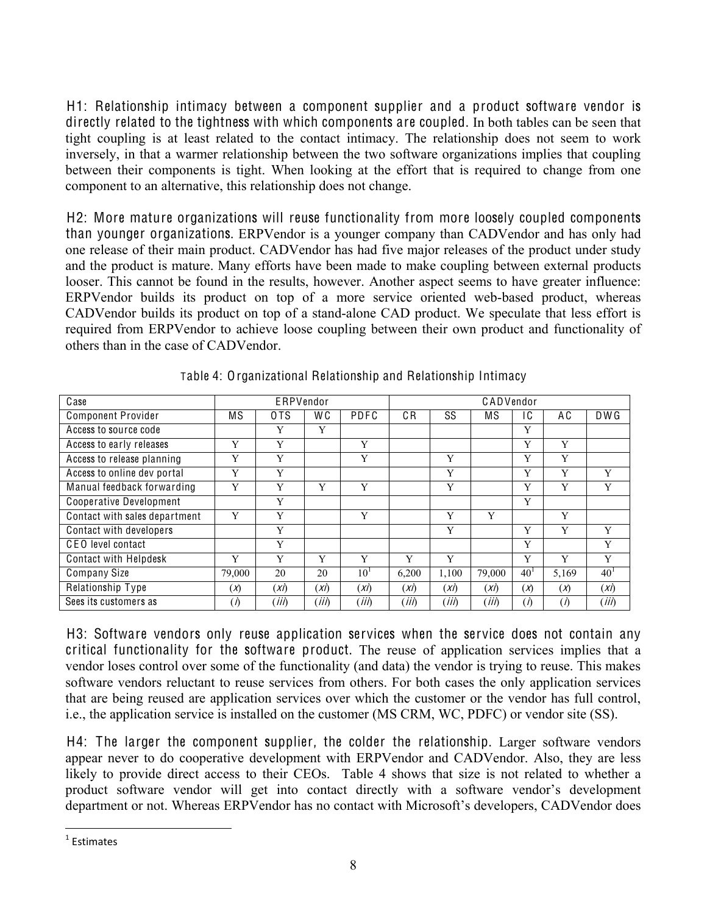H1: Relationship intimacy between a component supplier and a product software vendor is directly related to the tightness with which components are coupled. In both tables can be seen that tight coupling is at least related to the contact intimacy. The relationship does not seem to work inversely, in that a warmer relationship between the two software organizations implies that coupling between their components is tight. When looking at the effort that is required to change from one component to an alternative, this relationship does not change.

H2: More mature organizations will reuse functionality from more loosely coupled components than younger organizations. ERPVendor is a younger company than CADVendor and has only had one release of their main product. CADVendor has had five major releases of the product under study and the product is mature. Many efforts have been made to make coupling between external products looser. This cannot be found in the results, however. Another aspect seems to have greater influence: ERPVendor builds its product on top of a more service oriented web-based product, whereas CADVendor builds its product on top of a stand-alone CAD product. We speculate that less effort is required from ERPVendor to achieve loose coupling between their own product and functionality of others than in the case of CADVendor.

Table 4: Organizational Relationship and Relationship Intimacy

| Case | ERPVendor | | | | CADVendor | | | | | |
|---|---|---|---|---|---|---|---|---|---|---|
| Component Provider | MS | OTS | WC | PDFC | CR | SS | MS | IC | AC | DWG |
| Access to source code | | Y | Y | | | | | Y | | |
| Access to early releases | Y | Y | | Y | | | | Y | Y | |
| Access to release planning | Y | Y | | Y | | Y | | Y | Y | |
| Access to online dev portal | Y | Y | | | | Y | | Y | Y | Y |
| Manual feedback forwarding | Y | Y | Y | Y | | Y | | Y | Y | Y |
| Cooperative Development | | Y | | | | | | Y | | |
| Contact with sales department | Y | Y | | Y | | Y | Y | | Y | |
| Contact with developers | | Y | | | | Y | | Y | Y | Y |
| CEO level contact | | Y | | | | | | Y | | Y |
| Contact with Helpdesk | Y | Y | Y | Y | Y | Y | | Y | Y | Y |
| Company Size | 79,000 | 20 | 20 | 10[1] | 6,200 | 1,100 | 79,000 | 40[1] | 5,169 | 40[1] |
| Relationship Type | (*x*) | (*xi*) | (*xi*) | (*xi*) | (*xi*) | (*xi*) | (*xi*) | (*x*) | (*x*) | (*xi*) |
| Sees its customers as | (*i*) | (*iii*) | (*iii*) | (*iii*) | (*iii*) | (*iii*) | (*iii*) | (*i*) | (*i*) | (*iii*) |

H3: Software vendors only reuse application services when the service does not contain any critical functionality for the software product. The reuse of application services implies that a vendor loses control over some of the functionality (and data) the vendor is trying to reuse. This makes software vendors reluctant to reuse services from others. For both cases the only application services that are being reused are application services over which the customer or the vendor has full control, i.e., the application service is installed on the customer (MS CRM, WC, PDFC) or vendor site (SS).

H4: The larger the component supplier, the colder the relationship. Larger software vendors appear never to do cooperative development with ERPVendor and CADVendor. Also, they are less likely to provide direct access to their CEOs. Table 4 shows that size is not related to whether a product software vendor will get into contact directly with a software vendor's development department or not. Whereas ERPVendor has no contact with Microsoft's developers, CADVendor does

[1] Estimates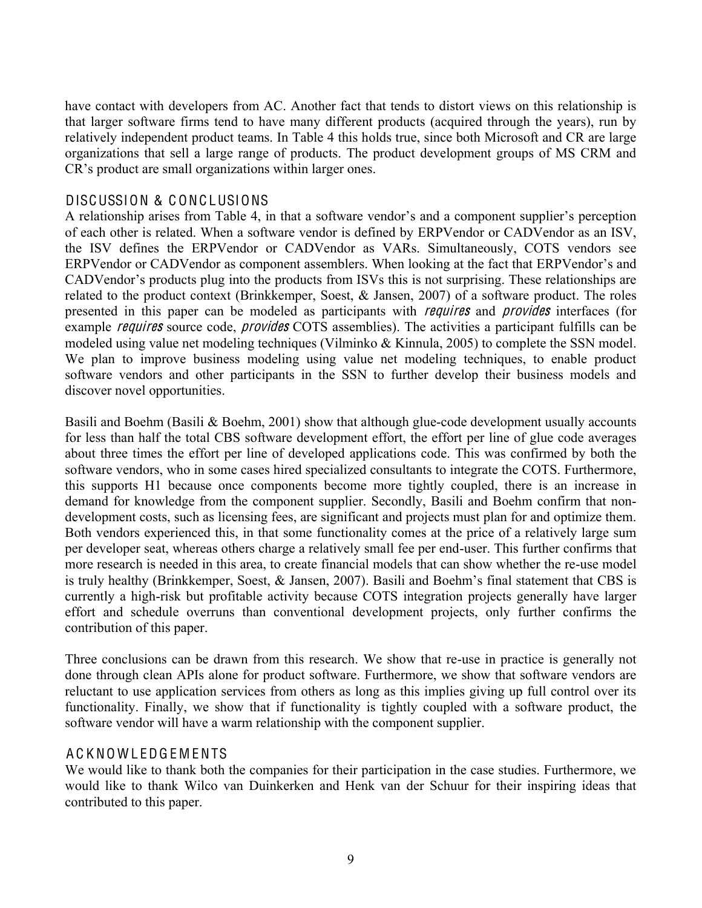have contact with developers from AC. Another fact that tends to distort views on this relationship is that larger software firms tend to have many different products (acquired through the years), run by relatively independent product teams. In Table 4 this holds true, since both Microsoft and CR are large organizations that sell a large range of products. The product development groups of MS CRM and CR's product are small organizations within larger ones.

## DISCUSSION & CONCLUSIONS

A relationship arises from Table 4, in that a software vendor's and a component supplier's perception of each other is related. When a software vendor is defined by ERPVendor or CADVendor as an ISV, the ISV defines the ERPVendor or CADVendor as VARs. Simultaneously, COTS vendors see ERPVendor or CADVendor as component assemblers. When looking at the fact that ERPVendor's and CADVendor's products plug into the products from ISVs this is not surprising. These relationships are related to the product context (Brinkkemper, Soest, & Jansen, 2007) of a software product. The roles presented in this paper can be modeled as participants with *requires* and *provides* interfaces (for example *requires* source code, *provides* COTS assemblies). The activities a participant fulfills can be modeled using value net modeling techniques (Vilminko & Kinnula, 2005) to complete the SSN model. We plan to improve business modeling using value net modeling techniques, to enable product software vendors and other participants in the SSN to further develop their business models and discover novel opportunities.

Basili and Boehm (Basili & Boehm, 2001) show that although glue-code development usually accounts for less than half the total CBS software development effort, the effort per line of glue code averages about three times the effort per line of developed applications code. This was confirmed by both the software vendors, who in some cases hired specialized consultants to integrate the COTS. Furthermore, this supports H1 because once components become more tightly coupled, there is an increase in demand for knowledge from the component supplier. Secondly, Basili and Boehm confirm that non-development costs, such as licensing fees, are significant and projects must plan for and optimize them. Both vendors experienced this, in that some functionality comes at the price of a relatively large sum per developer seat, whereas others charge a relatively small fee per end-user. This further confirms that more research is needed in this area, to create financial models that can show whether the re-use model is truly healthy (Brinkkemper, Soest, & Jansen, 2007). Basili and Boehm's final statement that CBS is currently a high-risk but profitable activity because COTS integration projects generally have larger effort and schedule overruns than conventional development projects, only further confirms the contribution of this paper.

Three conclusions can be drawn from this research. We show that re-use in practice is generally not done through clean APIs alone for product software. Furthermore, we show that software vendors are reluctant to use application services from others as long as this implies giving up full control over its functionality. Finally, we show that if functionality is tightly coupled with a software product, the software vendor will have a warm relationship with the component supplier.

## ACKNOWLEDGEMENTS

We would like to thank both the companies for their participation in the case studies. Furthermore, we would like to thank Wilco van Duinkerken and Henk van der Schuur for their inspiring ideas that contributed to this paper.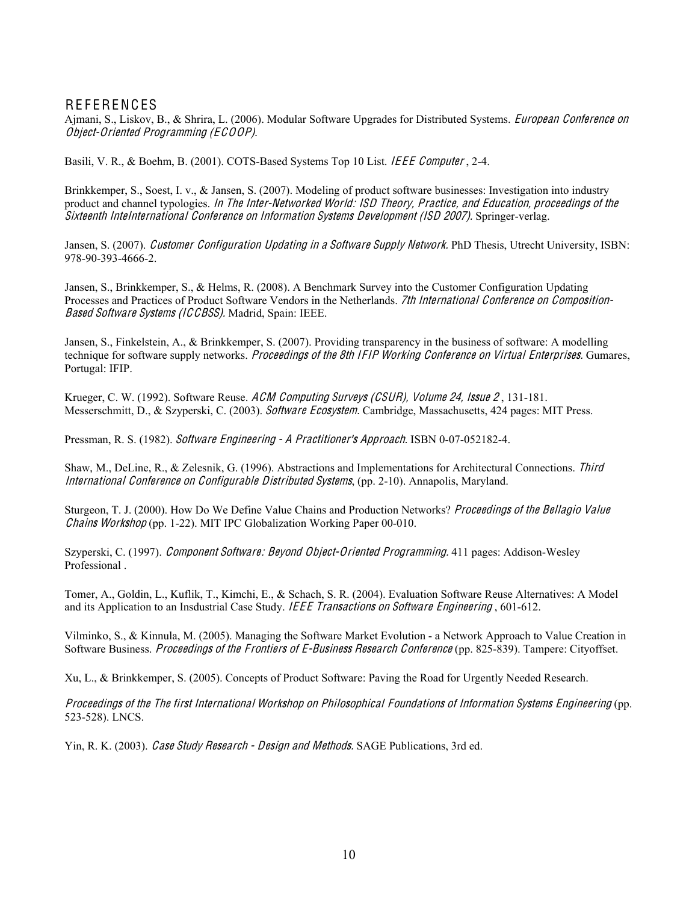## REFERENCES

Ajmani, S., Liskov, B., & Shrira, L. (2006). Modular Software Upgrades for Distributed Systems. *European Conference on Object-Oriented Programming (ECOOP).*

Basili, V. R., & Boehm, B. (2001). COTS-Based Systems Top 10 List. *IEEE Computer*, 2-4.

Brinkkemper, S., Soest, I. v., & Jansen, S. (2007). Modeling of product software businesses: Investigation into industry product and channel typologies. *In The Inter-Networked World: ISD Theory, Practice, and Education, proceedings of the Sixteenth InteInternational Conference on Information Systems Development (ISD 2007).* Springer-verlag.

Jansen, S. (2007). *Customer Configuration Updating in a Software Supply Network.* PhD Thesis, Utrecht University, ISBN: 978-90-393-4666-2.

Jansen, S., Brinkkemper, S., & Helms, R. (2008). A Benchmark Survey into the Customer Configuration Updating Processes and Practices of Product Software Vendors in the Netherlands. *7th International Conference on Composition-Based Software Systems (ICCBSS).* Madrid, Spain: IEEE.

Jansen, S., Finkelstein, A., & Brinkkemper, S. (2007). Providing transparency in the business of software: A modelling technique for software supply networks. *Proceedings of the 8th IFIP Working Conference on Virtual Enterprises.* Gumares, Portugal: IFIP.

Krueger, C. W. (1992). Software Reuse. *ACM Computing Surveys (CSUR), Volume 24, Issue 2*, 131-181.
Messerschmitt, D., & Szyperski, C. (2003). *Software Ecosystem.* Cambridge, Massachusetts, 424 pages: MIT Press.

Pressman, R. S. (1982). *Software Engineering - A Practitioner's Approach.* ISBN 0-07-052182-4.

Shaw, M., DeLine, R., & Zelesnik, G. (1996). Abstractions and Implementations for Architectural Connections. *Third International Conference on Configurable Distributed Systems*, (pp. 2-10). Annapolis, Maryland.

Sturgeon, T. J. (2000). How Do We Define Value Chains and Production Networks? *Proceedings of the Bellagio Value Chains Workshop* (pp. 1-22). MIT IPC Globalization Working Paper 00-010.

Szyperski, C. (1997). *Component Software: Beyond Object-Oriented Programming.* 411 pages: Addison-Wesley Professional .

Tomer, A., Goldin, L., Kuflik, T., Kimchi, E., & Schach, S. R. (2004). Evaluation Software Reuse Alternatives: A Model and its Application to an Insdustrial Case Study. *IEEE Transactions on Software Engineering*, 601-612.

Vilminko, S., & Kinnula, M. (2005). Managing the Software Market Evolution - a Network Approach to Value Creation in Software Business. *Proceedings of the Frontiers of E-Business Research Conference* (pp. 825-839). Tampere: Cityoffset.

Xu, L., & Brinkkemper, S. (2005). Concepts of Product Software: Paving the Road for Urgently Needed Research.

*Proceedings of the The first International Workshop on Philosophical Foundations of Information Systems Engineering* (pp. 523-528). LNCS.

Yin, R. K. (2003). *Case Study Research - Design and Methods.* SAGE Publications, 3rd ed.